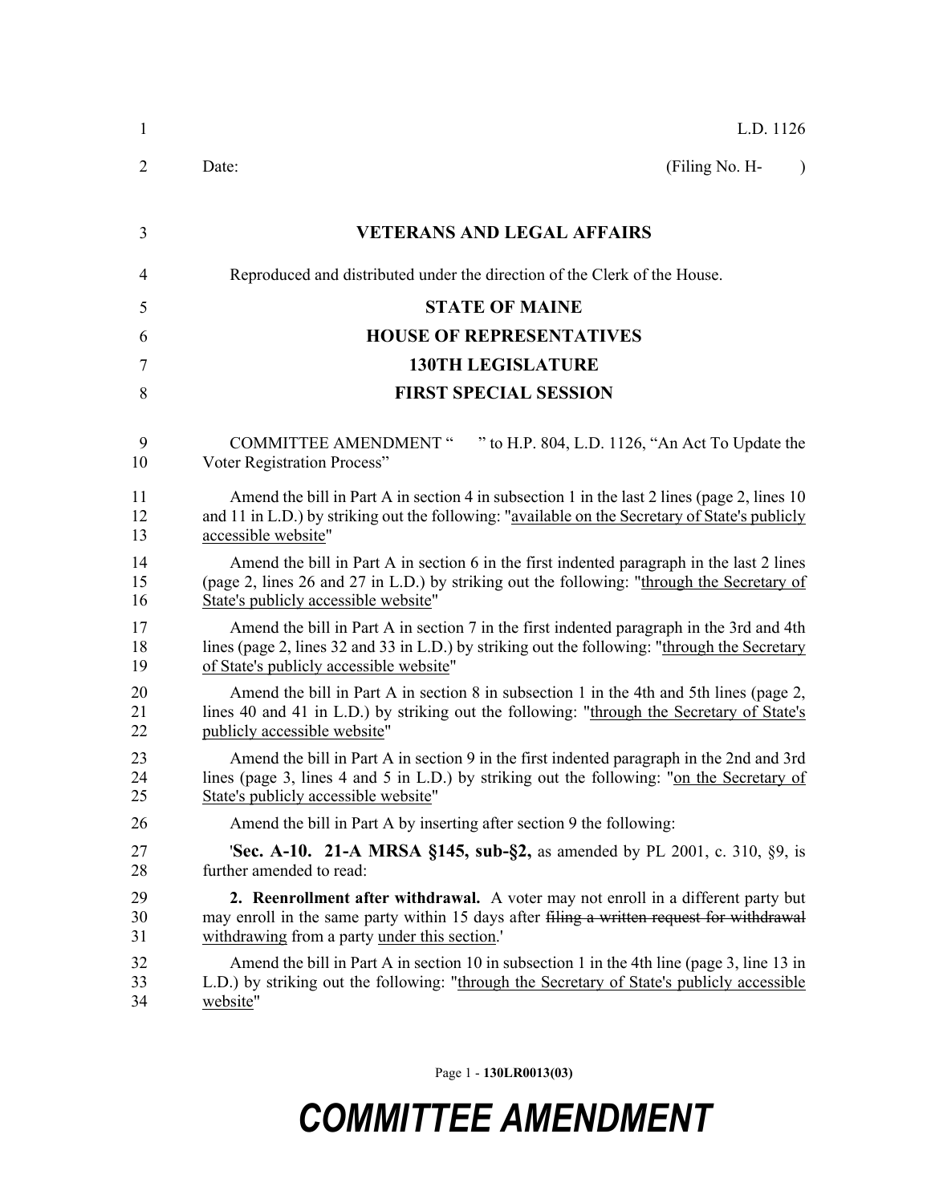L.D. 1126

Date: (Filing No. H- )

## VETERANS AND LEGAL AFFAIRS

Reproduced and distributed under the direction of the Clerk of the House.

## STATE OF MAINE
## HOUSE OF REPRESENTATIVES
## 130TH LEGISLATURE
## FIRST SPECIAL SESSION

COMMITTEE AMENDMENT " " to H.P. 804, L.D. 1126, "An Act To Update the Voter Registration Process"

Amend the bill in Part A in section 4 in subsection 1 in the last 2 lines (page 2, lines 10 and 11 in L.D.) by striking out the following: "<u>available on the Secretary of State's publicly accessible website</u>"

Amend the bill in Part A in section 6 in the first indented paragraph in the last 2 lines (page 2, lines 26 and 27 in L.D.) by striking out the following: "<u>through the Secretary of State's publicly accessible website</u>"

Amend the bill in Part A in section 7 in the first indented paragraph in the 3rd and 4th lines (page 2, lines 32 and 33 in L.D.) by striking out the following: "<u>through the Secretary of State's publicly accessible website</u>"

Amend the bill in Part A in section 8 in subsection 1 in the 4th and 5th lines (page 2, lines 40 and 41 in L.D.) by striking out the following: "<u>through the Secretary of State's publicly accessible website</u>"

Amend the bill in Part A in section 9 in the first indented paragraph in the 2nd and 3rd lines (page 3, lines 4 and 5 in L.D.) by striking out the following: "<u>on the Secretary of State's publicly accessible website</u>"

Amend the bill in Part A by inserting after section 9 the following:

'**Sec. A-10. 21-A MRSA §145, sub-§2,** as amended by PL 2001, c. 310, §9, is further amended to read:

**2. Reenrollment after withdrawal.** A voter may not enroll in a different party but may enroll in the same party within 15 days after ~~filing a written request for withdrawal~~ <u>withdrawing</u> from a party <u>under this section</u>.'

Amend the bill in Part A in section 10 in subsection 1 in the 4th line (page 3, line 13 in L.D.) by striking out the following: "<u>through the Secretary of State's publicly accessible website</u>"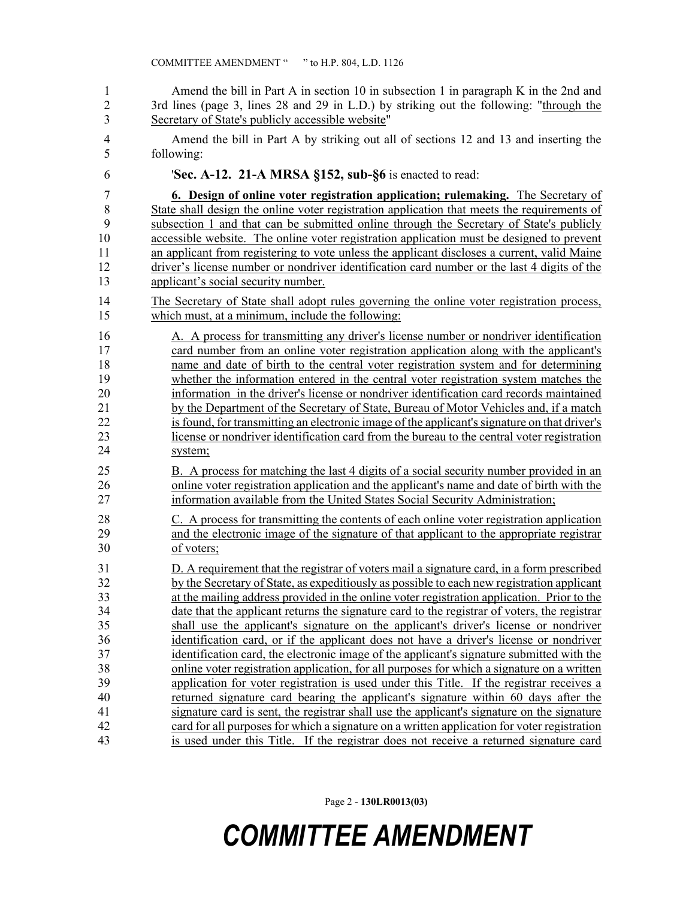Amend the bill in Part A in section 10 in subsection 1 in paragraph K in the 2nd and 3rd lines (page 3, lines 28 and 29 in L.D.) by striking out the following: "through the Secretary of State's publicly accessible website"

Amend the bill in Part A by striking out all of sections 12 and 13 and inserting the following:

'**Sec. A-12. 21-A MRSA §152, sub-§6** is enacted to read:

**6. Design of online voter registration application; rulemaking.** The Secretary of State shall design the online voter registration application that meets the requirements of subsection 1 and that can be submitted online through the Secretary of State's publicly accessible website. The online voter registration application must be designed to prevent an applicant from registering to vote unless the applicant discloses a current, valid Maine driver's license number or nondriver identification card number or the last 4 digits of the applicant's social security number.

The Secretary of State shall adopt rules governing the online voter registration process, which must, at a minimum, include the following:

A. A process for transmitting any driver's license number or nondriver identification card number from an online voter registration application along with the applicant's name and date of birth to the central voter registration system and for determining whether the information entered in the central voter registration system matches the information in the driver's license or nondriver identification card records maintained by the Department of the Secretary of State, Bureau of Motor Vehicles and, if a match is found, for transmitting an electronic image of the applicant's signature on that driver's license or nondriver identification card from the bureau to the central voter registration system;

B. A process for matching the last 4 digits of a social security number provided in an online voter registration application and the applicant's name and date of birth with the information available from the United States Social Security Administration;

C. A process for transmitting the contents of each online voter registration application and the electronic image of the signature of that applicant to the appropriate registrar of voters;

D. A requirement that the registrar of voters mail a signature card, in a form prescribed by the Secretary of State, as expeditiously as possible to each new registration applicant at the mailing address provided in the online voter registration application. Prior to the date that the applicant returns the signature card to the registrar of voters, the registrar shall use the applicant's signature on the applicant's driver's license or nondriver identification card, or if the applicant does not have a driver's license or nondriver identification card, the electronic image of the applicant's signature submitted with the online voter registration application, for all purposes for which a signature on a written application for voter registration is used under this Title. If the registrar receives a returned signature card bearing the applicant's signature within 60 days after the signature card is sent, the registrar shall use the applicant's signature on the signature card for all purposes for which a signature on a written application for voter registration is used under this Title. If the registrar does not receive a returned signature card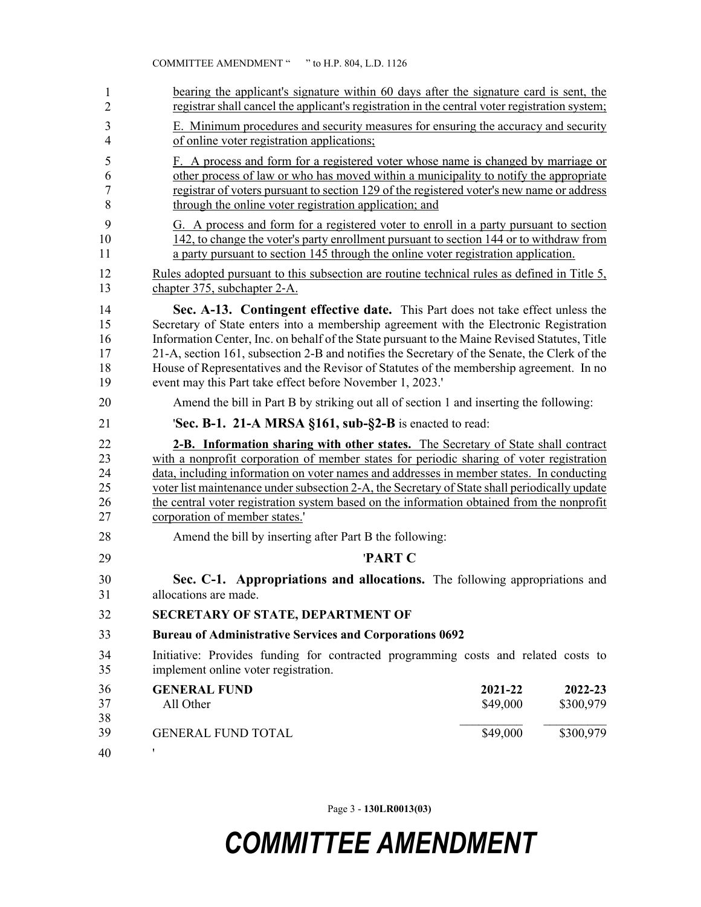bearing the applicant's signature within 60 days after the signature card is sent, the registrar shall cancel the applicant's registration in the central voter registration system;

E. Minimum procedures and security measures for ensuring the accuracy and security of online voter registration applications;

F. A process and form for a registered voter whose name is changed by marriage or other process of law or who has moved within a municipality to notify the appropriate registrar of voters pursuant to section 129 of the registered voter's new name or address through the online voter registration application; and

G. A process and form for a registered voter to enroll in a party pursuant to section 142, to change the voter's party enrollment pursuant to section 144 or to withdraw from a party pursuant to section 145 through the online voter registration application.

Rules adopted pursuant to this subsection are routine technical rules as defined in Title 5, chapter 375, subchapter 2-A.

**Sec. A-13. Contingent effective date.** This Part does not take effect unless the Secretary of State enters into a membership agreement with the Electronic Registration Information Center, Inc. on behalf of the State pursuant to the Maine Revised Statutes, Title 21-A, section 161, subsection 2-B and notifies the Secretary of the Senate, the Clerk of the House of Representatives and the Revisor of Statutes of the membership agreement. In no event may this Part take effect before November 1, 2023.'

Amend the bill in Part B by striking out all of section 1 and inserting the following:

'**Sec. B-1. 21-A MRSA §161, sub-§2-B** is enacted to read:

**2-B. Information sharing with other states.** The Secretary of State shall contract with a nonprofit corporation of member states for periodic sharing of voter registration data, including information on voter names and addresses in member states. In conducting voter list maintenance under subsection 2-A, the Secretary of State shall periodically update the central voter registration system based on the information obtained from the nonprofit corporation of member states.'

Amend the bill by inserting after Part B the following:

'**PART C**

**Sec. C-1. Appropriations and allocations.** The following appropriations and allocations are made.

**SECRETARY OF STATE, DEPARTMENT OF**

**Bureau of Administrative Services and Corporations 0692**

Initiative: Provides funding for contracted programming costs and related costs to implement online voter registration.

| **GENERAL FUND** | **2021-22** | **2022-23** |
|---|---|---|
| All Other | $49,000 | $300,979 |
| GENERAL FUND TOTAL | $49,000 | $300,979 |

'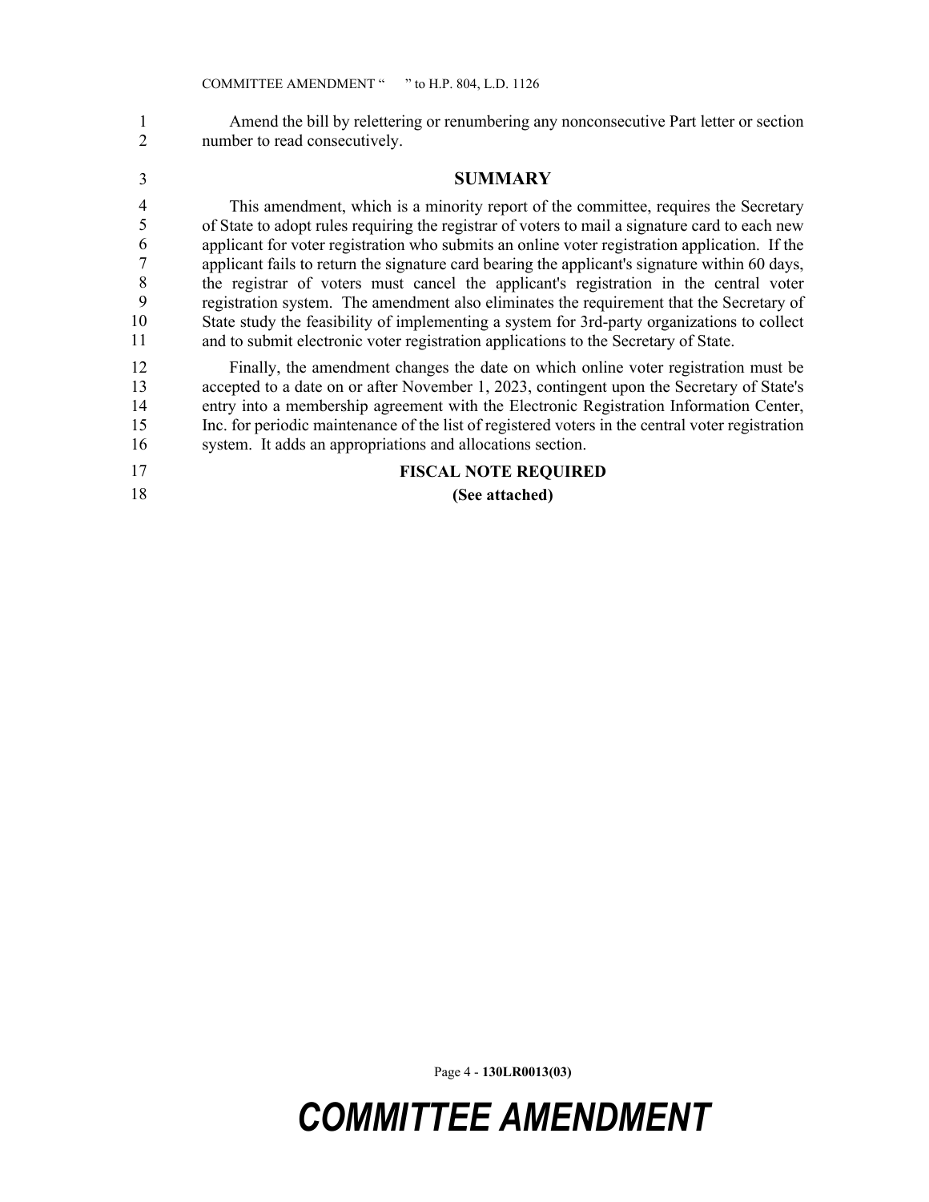Amend the bill by relettering or renumbering any nonconsecutive Part letter or section number to read consecutively.

## SUMMARY

This amendment, which is a minority report of the committee, requires the Secretary of State to adopt rules requiring the registrar of voters to mail a signature card to each new applicant for voter registration who submits an online voter registration application. If the applicant fails to return the signature card bearing the applicant's signature within 60 days, the registrar of voters must cancel the applicant's registration in the central voter registration system. The amendment also eliminates the requirement that the Secretary of State study the feasibility of implementing a system for 3rd-party organizations to collect and to submit electronic voter registration applications to the Secretary of State.

Finally, the amendment changes the date on which online voter registration must be accepted to a date on or after November 1, 2023, contingent upon the Secretary of State's entry into a membership agreement with the Electronic Registration Information Center, Inc. for periodic maintenance of the list of registered voters in the central voter registration system. It adds an appropriations and allocations section.

**FISCAL NOTE REQUIRED**

**(See attached)**